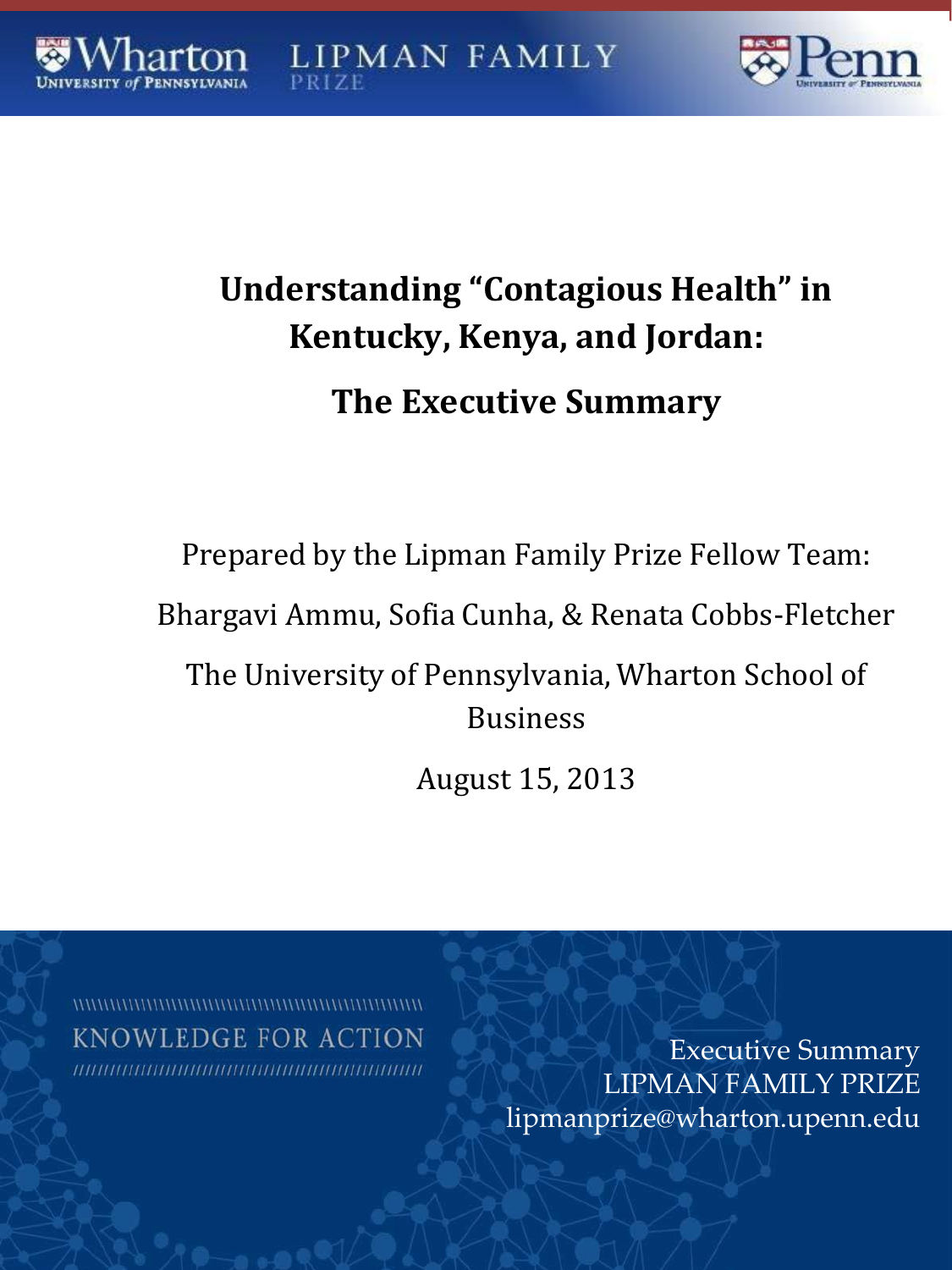Wharton University of Pennsylvania | LIPMAN FAMILY PRIZE | Penn University of Pennsylvania

# Understanding "Contagious Health" in Kentucky, Kenya, and Jordan:

## The Executive Summary

Prepared by the Lipman Family Prize Fellow Team:

Bhargavi Ammu, Sofia Cunha, & Renata Cobbs-Fletcher

The University of Pennsylvania, Wharton School of Business

August 15, 2013

KNOWLEDGE FOR ACTION

Executive Summary
LIPMAN FAMILY PRIZE
lipmanprize@wharton.upenn.edu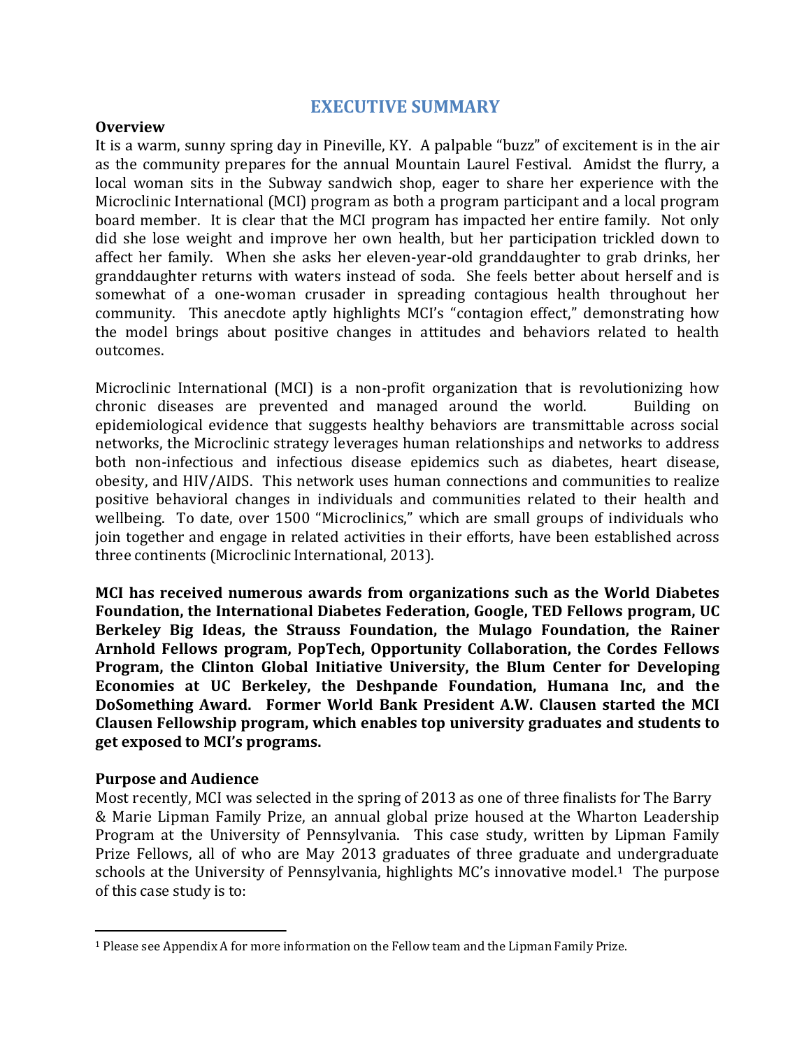# EXECUTIVE SUMMARY

**Overview**

It is a warm, sunny spring day in Pineville, KY. A palpable "buzz" of excitement is in the air as the community prepares for the annual Mountain Laurel Festival. Amidst the flurry, a local woman sits in the Subway sandwich shop, eager to share her experience with the Microclinic International (MCI) program as both a program participant and a local program board member. It is clear that the MCI program has impacted her entire family. Not only did she lose weight and improve her own health, but her participation trickled down to affect her family. When she asks her eleven-year-old granddaughter to grab drinks, her granddaughter returns with waters instead of soda. She feels better about herself and is somewhat of a one-woman crusader in spreading contagious health throughout her community. This anecdote aptly highlights MCI's "contagion effect," demonstrating how the model brings about positive changes in attitudes and behaviors related to health outcomes.

Microclinic International (MCI) is a non-profit organization that is revolutionizing how chronic diseases are prevented and managed around the world. Building on epidemiological evidence that suggests healthy behaviors are transmittable across social networks, the Microclinic strategy leverages human relationships and networks to address both non-infectious and infectious disease epidemics such as diabetes, heart disease, obesity, and HIV/AIDS. This network uses human connections and communities to realize positive behavioral changes in individuals and communities related to their health and wellbeing. To date, over 1500 "Microclinics," which are small groups of individuals who join together and engage in related activities in their efforts, have been established across three continents (Microclinic International, 2013).

**MCI has received numerous awards from organizations such as the World Diabetes Foundation, the International Diabetes Federation, Google, TED Fellows program, UC Berkeley Big Ideas, the Strauss Foundation, the Mulago Foundation, the Rainer Arnhold Fellows program, PopTech, Opportunity Collaboration, the Cordes Fellows Program, the Clinton Global Initiative University, the Blum Center for Developing Economies at UC Berkeley, the Deshpande Foundation, Humana Inc, and the DoSomething Award. Former World Bank President A.W. Clausen started the MCI Clausen Fellowship program, which enables top university graduates and students to get exposed to MCI's programs.**

**Purpose and Audience**

Most recently, MCI was selected in the spring of 2013 as one of three finalists for The Barry & Marie Lipman Family Prize, an annual global prize housed at the Wharton Leadership Program at the University of Pennsylvania. This case study, written by Lipman Family Prize Fellows, all of who are May 2013 graduates of three graduate and undergraduate schools at the University of Pennsylvania, highlights MC's innovative model.[1] The purpose of this case study is to:

[1] Please see Appendix A for more information on the Fellow team and the Lipman Family Prize.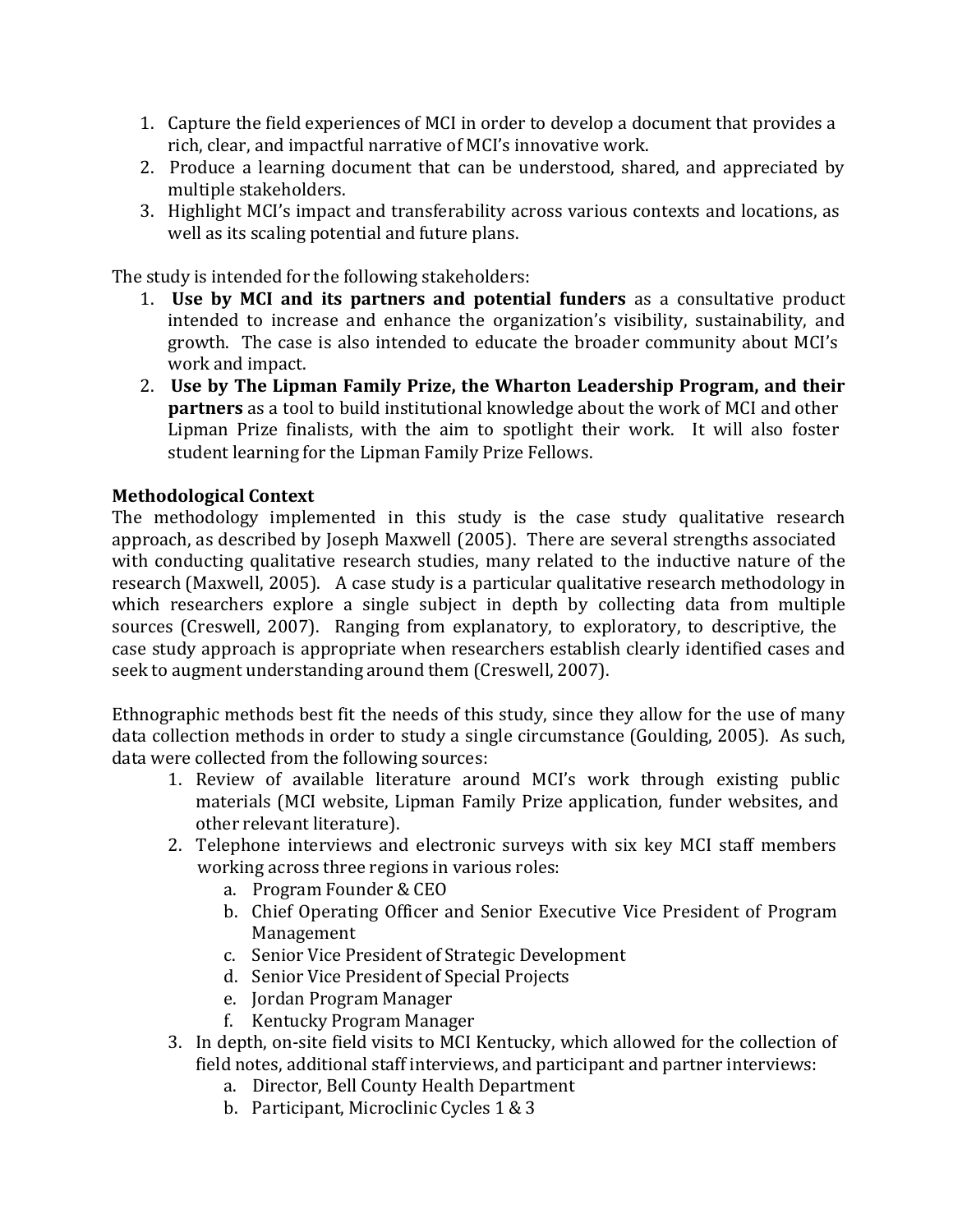1. Capture the field experiences of MCI in order to develop a document that provides a rich, clear, and impactful narrative of MCI's innovative work.
2. Produce a learning document that can be understood, shared, and appreciated by multiple stakeholders.
3. Highlight MCI's impact and transferability across various contexts and locations, as well as its scaling potential and future plans.

The study is intended for the following stakeholders:

1. **Use by MCI and its partners and potential funders** as a consultative product intended to increase and enhance the organization's visibility, sustainability, and growth. The case is also intended to educate the broader community about MCI's work and impact.
2. **Use by The Lipman Family Prize, the Wharton Leadership Program, and their partners** as a tool to build institutional knowledge about the work of MCI and other Lipman Prize finalists, with the aim to spotlight their work. It will also foster student learning for the Lipman Family Prize Fellows.

**Methodological Context**

The methodology implemented in this study is the case study qualitative research approach, as described by Joseph Maxwell (2005). There are several strengths associated with conducting qualitative research studies, many related to the inductive nature of the research (Maxwell, 2005). A case study is a particular qualitative research methodology in which researchers explore a single subject in depth by collecting data from multiple sources (Creswell, 2007). Ranging from explanatory, to exploratory, to descriptive, the case study approach is appropriate when researchers establish clearly identified cases and seek to augment understanding around them (Creswell, 2007).

Ethnographic methods best fit the needs of this study, since they allow for the use of many data collection methods in order to study a single circumstance (Goulding, 2005). As such, data were collected from the following sources:

1. Review of available literature around MCI's work through existing public materials (MCI website, Lipman Family Prize application, funder websites, and other relevant literature).
2. Telephone interviews and electronic surveys with six key MCI staff members working across three regions in various roles:
   a. Program Founder & CEO
   b. Chief Operating Officer and Senior Executive Vice President of Program Management
   c. Senior Vice President of Strategic Development
   d. Senior Vice President of Special Projects
   e. Jordan Program Manager
   f. Kentucky Program Manager
3. In depth, on-site field visits to MCI Kentucky, which allowed for the collection of field notes, additional staff interviews, and participant and partner interviews:
   a. Director, Bell County Health Department
   b. Participant, Microclinic Cycles 1 & 3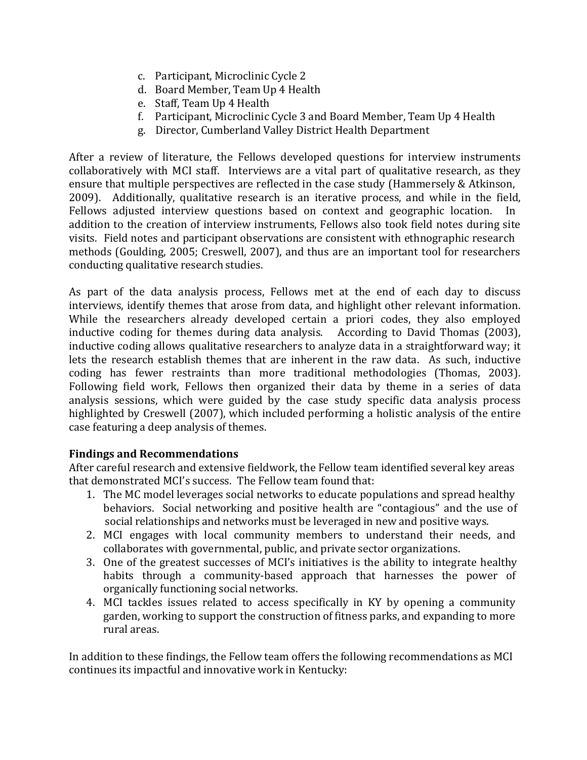c. Participant, Microclinic Cycle 2
d. Board Member, Team Up 4 Health
e. Staff, Team Up 4 Health
f. Participant, Microclinic Cycle 3 and Board Member, Team Up 4 Health
g. Director, Cumberland Valley District Health Department

After a review of literature, the Fellows developed questions for interview instruments collaboratively with MCI staff. Interviews are a vital part of qualitative research, as they ensure that multiple perspectives are reflected in the case study (Hammersely & Atkinson, 2009). Additionally, qualitative research is an iterative process, and while in the field, Fellows adjusted interview questions based on context and geographic location. In addition to the creation of interview instruments, Fellows also took field notes during site visits. Field notes and participant observations are consistent with ethnographic research methods (Goulding, 2005; Creswell, 2007), and thus are an important tool for researchers conducting qualitative research studies.

As part of the data analysis process, Fellows met at the end of each day to discuss interviews, identify themes that arose from data, and highlight other relevant information. While the researchers already developed certain a priori codes, they also employed inductive coding for themes during data analysis. According to David Thomas (2003), inductive coding allows qualitative researchers to analyze data in a straightforward way; it lets the research establish themes that are inherent in the raw data. As such, inductive coding has fewer restraints than more traditional methodologies (Thomas, 2003). Following field work, Fellows then organized their data by theme in a series of data analysis sessions, which were guided by the case study specific data analysis process highlighted by Creswell (2007), which included performing a holistic analysis of the entire case featuring a deep analysis of themes.

**Findings and Recommendations**

After careful research and extensive fieldwork, the Fellow team identified several key areas that demonstrated MCI's success. The Fellow team found that:

1. The MC model leverages social networks to educate populations and spread healthy behaviors. Social networking and positive health are "contagious" and the use of social relationships and networks must be leveraged in new and positive ways.
2. MCI engages with local community members to understand their needs, and collaborates with governmental, public, and private sector organizations.
3. One of the greatest successes of MCI's initiatives is the ability to integrate healthy habits through a community-based approach that harnesses the power of organically functioning social networks.
4. MCI tackles issues related to access specifically in KY by opening a community garden, working to support the construction of fitness parks, and expanding to more rural areas.

In addition to these findings, the Fellow team offers the following recommendations as MCI continues its impactful and innovative work in Kentucky: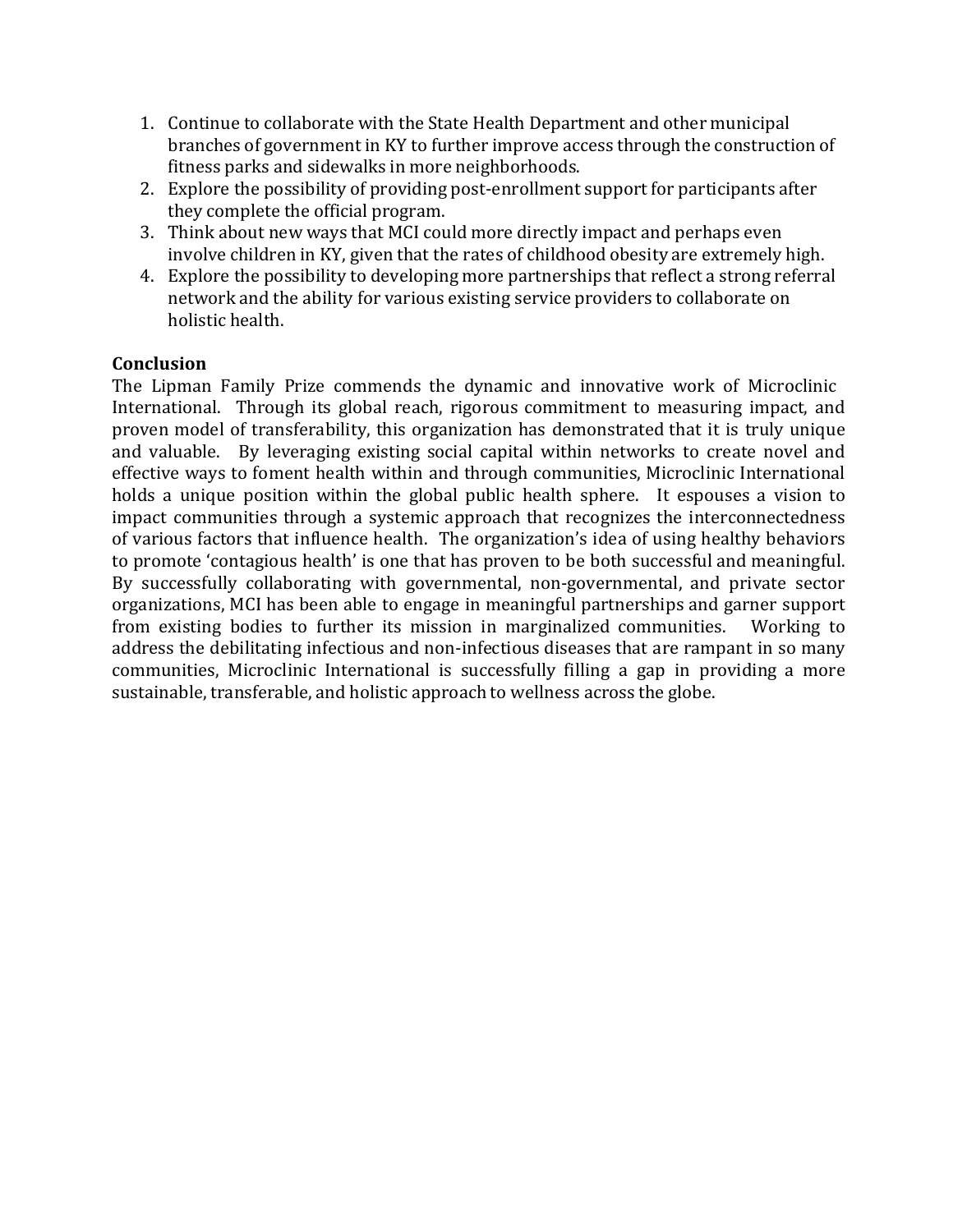1. Continue to collaborate with the State Health Department and other municipal branches of government in KY to further improve access through the construction of fitness parks and sidewalks in more neighborhoods.
2. Explore the possibility of providing post-enrollment support for participants after they complete the official program.
3. Think about new ways that MCI could more directly impact and perhaps even involve children in KY, given that the rates of childhood obesity are extremely high.
4. Explore the possibility to developing more partnerships that reflect a strong referral network and the ability for various existing service providers to collaborate on holistic health.

**Conclusion**

The Lipman Family Prize commends the dynamic and innovative work of Microclinic International. Through its global reach, rigorous commitment to measuring impact, and proven model of transferability, this organization has demonstrated that it is truly unique and valuable. By leveraging existing social capital within networks to create novel and effective ways to foment health within and through communities, Microclinic International holds a unique position within the global public health sphere. It espouses a vision to impact communities through a systemic approach that recognizes the interconnectedness of various factors that influence health. The organization's idea of using healthy behaviors to promote 'contagious health' is one that has proven to be both successful and meaningful. By successfully collaborating with governmental, non-governmental, and private sector organizations, MCI has been able to engage in meaningful partnerships and garner support from existing bodies to further its mission in marginalized communities. Working to address the debilitating infectious and non-infectious diseases that are rampant in so many communities, Microclinic International is successfully filling a gap in providing a more sustainable, transferable, and holistic approach to wellness across the globe.